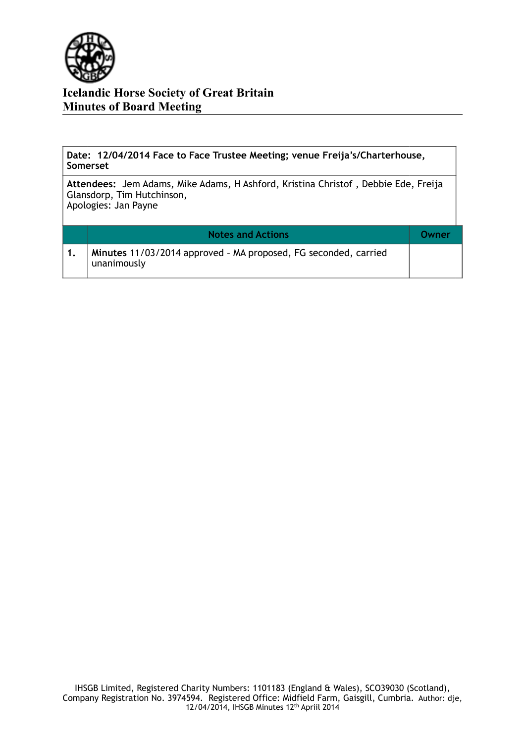# Icelandic Horse Society of Great Britain
## Minutes of Board Meeting

**Date: 12/04/2014 Face to Face Trustee Meeting; venue Freija's/Charterhouse, Somerset**

**Attendees:** Jem Adams, Mike Adams, H Ashford, Kristina Christof , Debbie Ede, Freija Glansdorp, Tim Hutchinson,
Apologies: Jan Payne

| | Notes and Actions | Owner |
|---|---|---|
| 1. | **Minutes** 11/03/2014 approved – MA proposed, FG seconded, carried unanimously | |

IHSGB Limited, Registered Charity Numbers: 1101183 (England & Wales), SCO39030 (Scotland), Company Registration No. 3974594. Registered Office: Midfield Farm, Gaisgill, Cumbria. Author: dje, 12/04/2014, IHSGB Minutes 12th Apriil 2014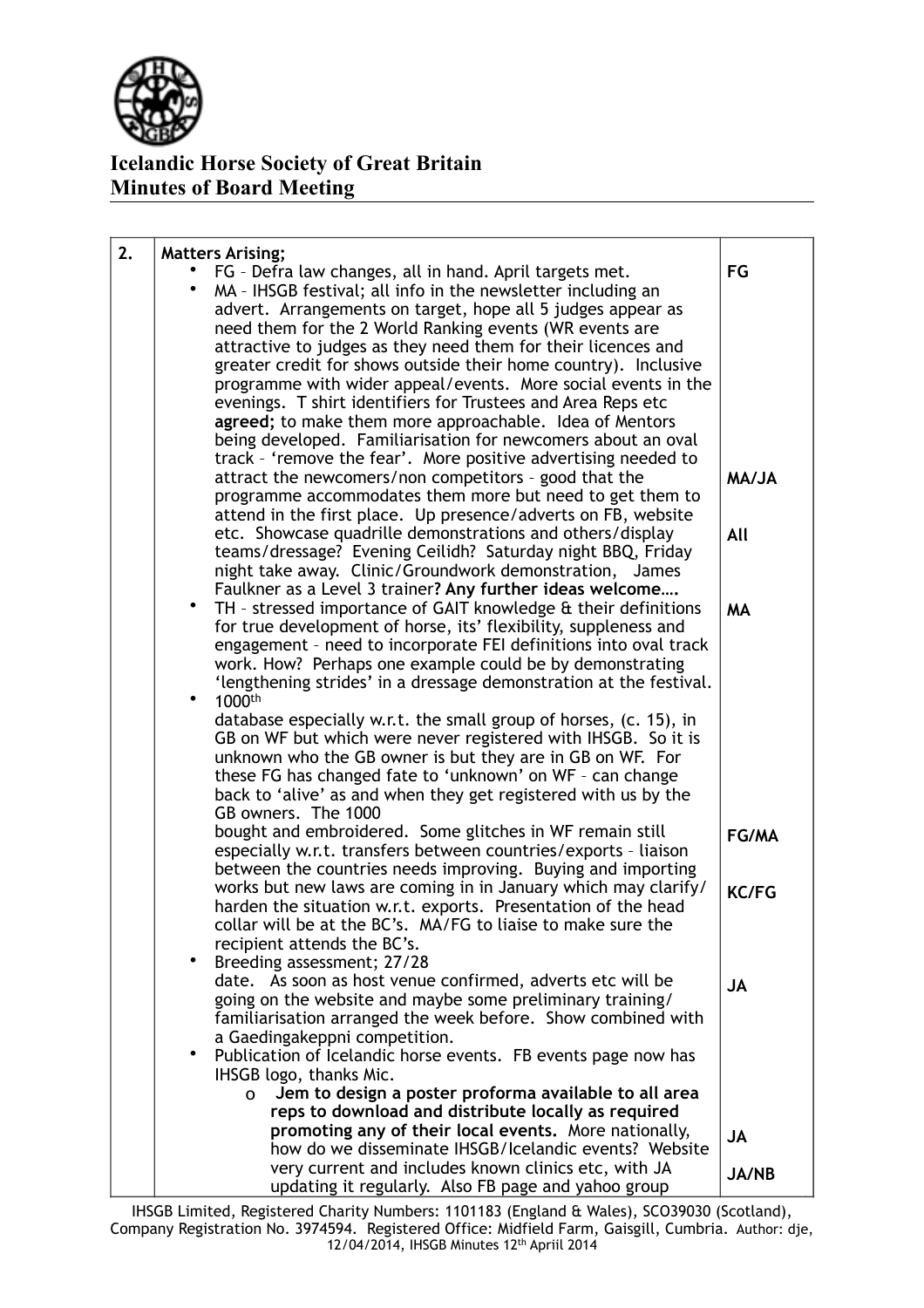# Icelandic Horse Society of Great Britain
## Minutes of Board Meeting

| | | |
|---|---|---|
| 2. | **Matters Arising;**<br>• FG – Defra law changes, all in hand. April targets met.<br>• MA – IHSGB festival; all info in the newsletter including an advert. Arrangements on target, hope all 5 judges appear as need them for the 2 World Ranking events (WR events are attractive to judges as they need them for their licences and greater credit for shows outside their home country). Inclusive programme with wider appeal/events. More social events in the evenings. T shirt identifiers for Trustees and Area Reps etc **agreed;** to make them more approachable. Idea of Mentors being developed. Familiarisation for newcomers about an oval track – 'remove the fear'. More positive advertising needed to attract the newcomers/non competitors – good that the programme accommodates them more but need to get them to attend in the first place. Up presence/adverts on FB, website etc. Showcase quadrille demonstrations and others/display teams/dressage? Evening Ceilidh? Saturday night BBQ, Friday night take away. Clinic/Groundwork demonstration, James Faulkner as a Level 3 trainer**? Any further ideas welcome….**<br>• TH – stressed importance of GAIT knowledge & their definitions for true development of horse, its' flexibility, suppleness and engagement – need to incorporate FEI definitions into oval track work. How? Perhaps one example could be by demonstrating 'lengthening strides' in a dressage demonstration at the festival.<br>• 1000th<br>database especially w.r.t. the small group of horses, (c. 15), in GB on WF but which were never registered with IHSGB. So it is unknown who the GB owner is but they are in GB on WF. For these FG has changed fate to 'unknown' on WF – can change back to 'alive' as and when they get registered with us by the GB owners. The 1000<br>bought and embroidered. Some glitches in WF remain still especially w.r.t. transfers between countries/exports – liaison between the countries needs improving. Buying and importing works but new laws are coming in in January which may clarify/ harden the situation w.r.t. exports. Presentation of the head collar will be at the BC's. MA/FG to liaise to make sure the recipient attends the BC's.<br>• Breeding assessment; 27/28<br>date. As soon as host venue confirmed, adverts etc will be going on the website and maybe some preliminary training/ familiarisation arranged the week before. Show combined with a Gaedingakeppni competition.<br>• Publication of Icelandic horse events. FB events page now has IHSGB logo, thanks Mic.<br>  o **Jem to design a poster proforma available to all area reps to download and distribute locally as required promoting any of their local events.** More nationally, how do we disseminate IHSGB/Icelandic events? Website very current and includes known clinics etc, with JA updating it regularly. Also FB page and yahoo group | FG<br><br>MA/JA<br><br>All<br><br>MA<br><br>FG/MA<br><br>KC/FG<br><br>JA<br><br>JA<br><br>JA/NB |

IHSGB Limited, Registered Charity Numbers: 1101183 (England & Wales), SCO39030 (Scotland), Company Registration No. 3974594. Registered Office: Midfield Farm, Gaisgill, Cumbria. Author: dje, 12/04/2014, IHSGB Minutes 12th Apriil 2014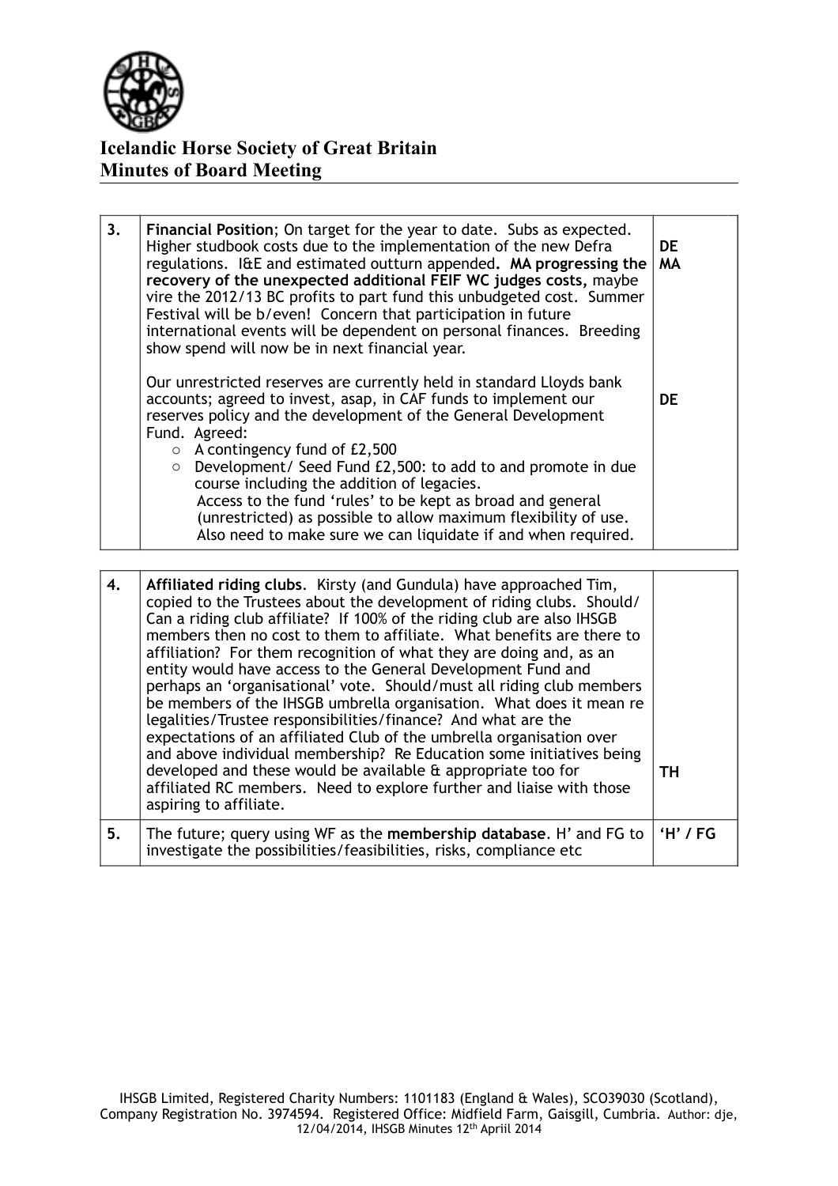# Icelandic Horse Society of Great Britain
# Minutes of Board Meeting

| | | |
|---|---|---|
| 3. | **Financial Position**; On target for the year to date. Subs as expected. Higher studbook costs due to the implementation of the new Defra regulations. I&E and estimated outturn appended. **MA progressing the recovery of the unexpected additional FEIF WC judges costs,** maybe vire the 2012/13 BC profits to part fund this unbudgeted cost. Summer Festival will be b/even! Concern that participation in future international events will be dependent on personal finances. Breeding show spend will now be in next financial year.<br><br>Our unrestricted reserves are currently held in standard Lloyds bank accounts; agreed to invest, asap, in CAF funds to implement our reserves policy and the development of the General Development Fund. Agreed:<br>○ A contingency fund of £2,500<br>○ Development/ Seed Fund £2,500: to add to and promote in due course including the addition of legacies.<br>Access to the fund 'rules' to be kept as broad and general (unrestricted) as possible to allow maximum flexibility of use.<br>Also need to make sure we can liquidate if and when required. | **DE**<br>**MA**<br><br><br><br><br><br><br>**DE** |

| | | |
|---|---|---|
| 4. | **Affiliated riding clubs**. Kirsty (and Gundula) have approached Tim, copied to the Trustees about the development of riding clubs. Should/ Can a riding club affiliate? If 100% of the riding club are also IHSGB members then no cost to them to affiliate. What benefits are there to affiliation? For them recognition of what they are doing and, as an entity would have access to the General Development Fund and perhaps an 'organisational' vote. Should/must all riding club members be members of the IHSGB umbrella organisation. What does it mean re legalities/Trustee responsibilities/finance? And what are the expectations of an affiliated Club of the umbrella organisation over and above individual membership? Re Education some initiatives being developed and these would be available & appropriate too for affiliated RC members. Need to explore further and liaise with those aspiring to affiliate. | **TH** |
| 5. | The future; query using WF as the **membership database**. H' and FG to investigate the possibilities/feasibilities, risks, compliance etc | **'H' / FG** |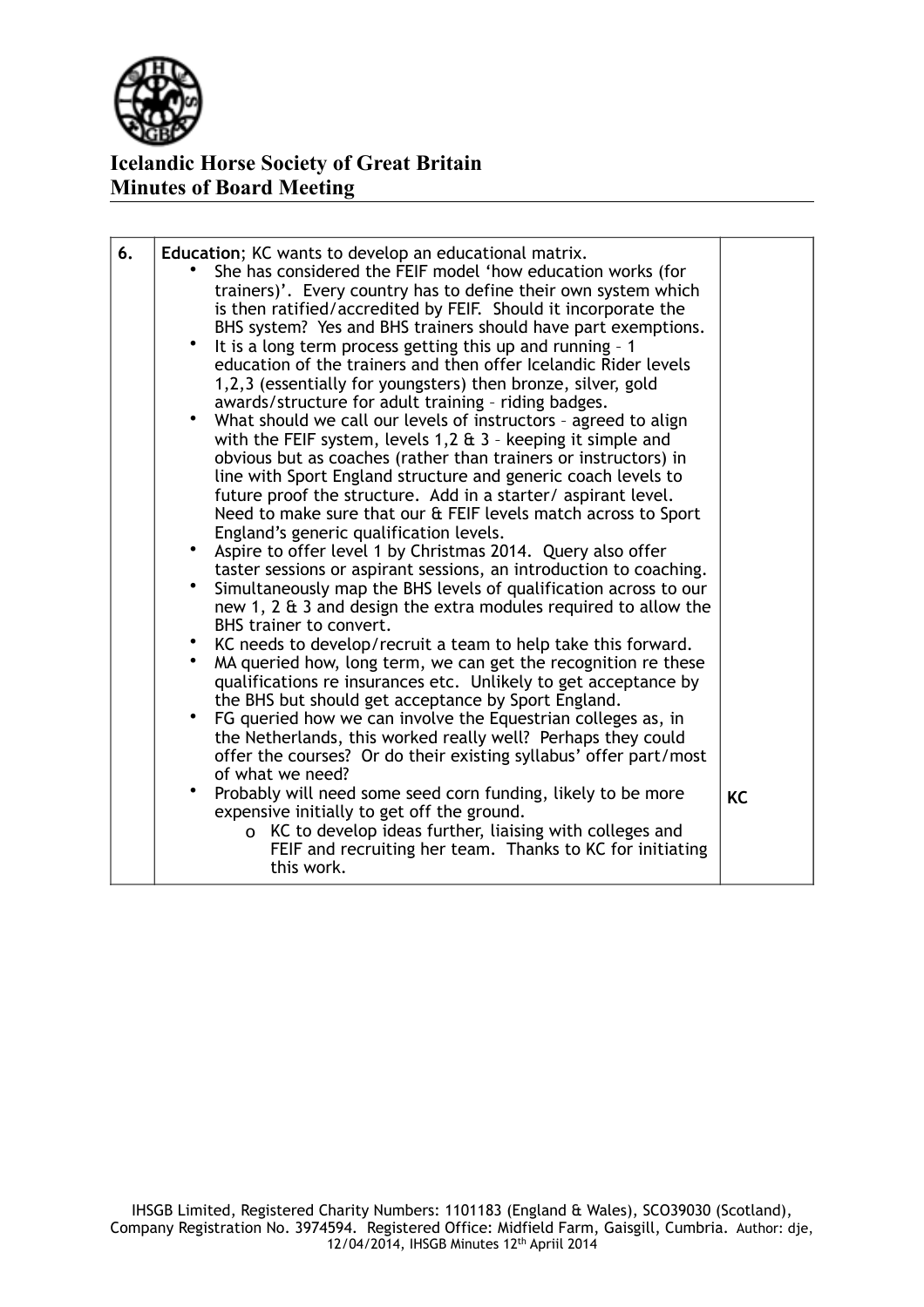**Icelandic Horse Society of Great Britain**
**Minutes of Board Meeting**

| | | |
|---|---|---|
| 6. | **Education**; KC wants to develop an educational matrix.<br>• She has considered the FEIF model 'how education works (for trainers)'. Every country has to define their own system which is then ratified/accredited by FEIF. Should it incorporate the BHS system? Yes and BHS trainers should have part exemptions.<br>• It is a long term process getting this up and running – 1 education of the trainers and then offer Icelandic Rider levels 1,2,3 (essentially for youngsters) then bronze, silver, gold awards/structure for adult training – riding badges.<br>• What should we call our levels of instructors – agreed to align with the FEIF system, levels 1,2 & 3 – keeping it simple and obvious but as coaches (rather than trainers or instructors) in line with Sport England structure and generic coach levels to future proof the structure. Add in a starter/ aspirant level. Need to make sure that our & FEIF levels match across to Sport England's generic qualification levels.<br>• Aspire to offer level 1 by Christmas 2014. Query also offer taster sessions or aspirant sessions, an introduction to coaching.<br>• Simultaneously map the BHS levels of qualification across to our new 1, 2 & 3 and design the extra modules required to allow the BHS trainer to convert.<br>• KC needs to develop/recruit a team to help take this forward.<br>• MA queried how, long term, we can get the recognition re these qualifications re insurances etc. Unlikely to get acceptance by the BHS but should get acceptance by Sport England.<br>• FG queried how we can involve the Equestrian colleges as, in the Netherlands, this worked really well? Perhaps they could offer the courses? Or do their existing syllabus' offer part/most of what we need?<br>• Probably will need some seed corn funding, likely to be more expensive initially to get off the ground.<br>&nbsp;&nbsp;&nbsp;&nbsp;o KC to develop ideas further, liaising with colleges and FEIF and recruiting her team. Thanks to KC for initiating this work. | **KC** |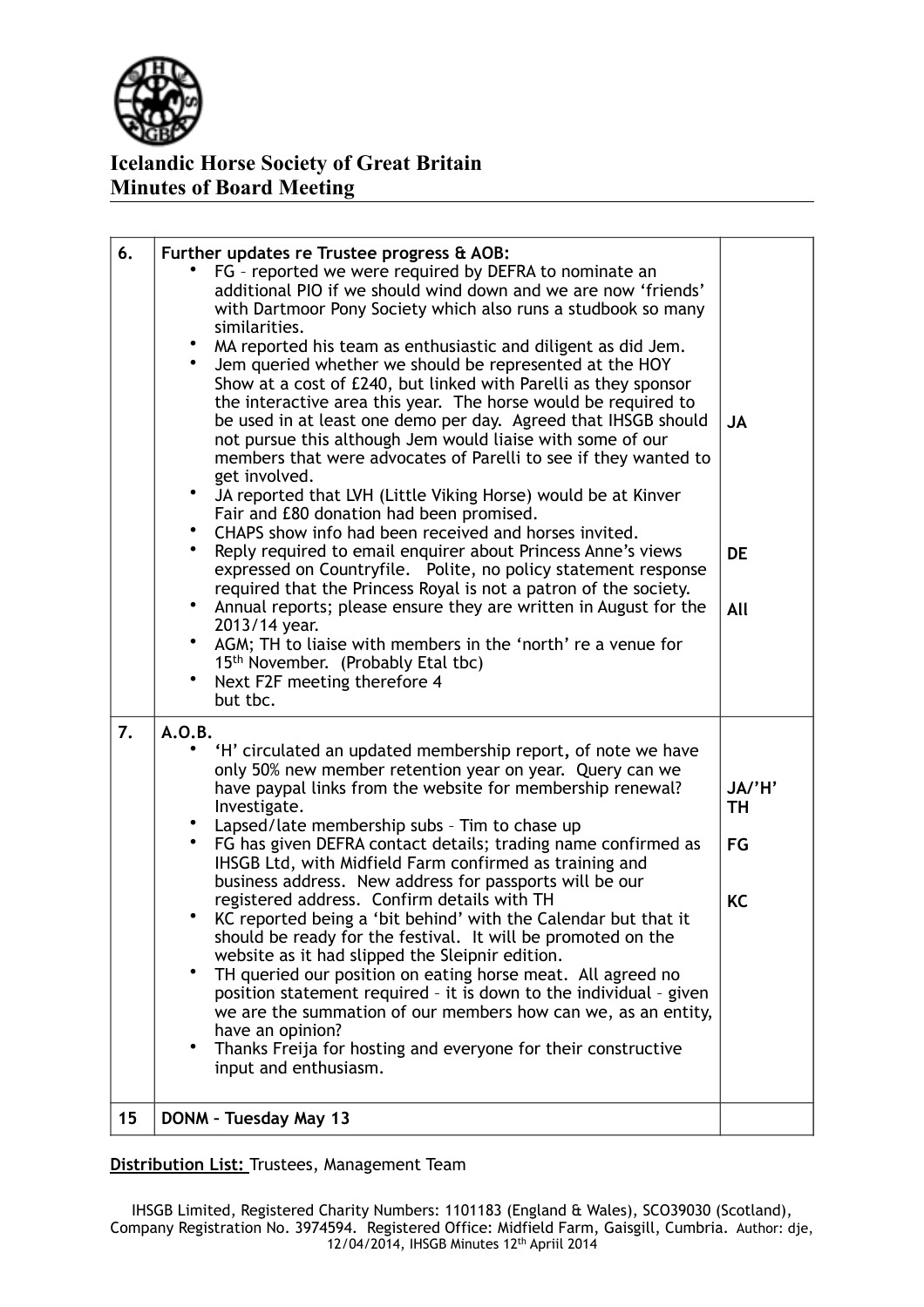# Icelandic Horse Society of Great Britain
## Minutes of Board Meeting

| | | |
|---|---|---|
| 6. | **Further updates re Trustee progress & AOB:**<br>• FG – reported we were required by DEFRA to nominate an additional PIO if we should wind down and we are now 'friends' with Dartmoor Pony Society which also runs a studbook so many similarities.<br>• MA reported his team as enthusiastic and diligent as did Jem.<br>• Jem queried whether we should be represented at the HOY Show at a cost of £240, but linked with Parelli as they sponsor the interactive area this year. The horse would be required to be used in at least one demo per day. Agreed that IHSGB should not pursue this although Jem would liaise with some of our members that were advocates of Parelli to see if they wanted to get involved.<br>• JA reported that LVH (Little Viking Horse) would be at Kinver Fair and £80 donation had been promised.<br>• CHAPS show info had been received and horses invited.<br>• Reply required to email enquirer about Princess Anne's views expressed on Countryfile. Polite, no policy statement response required that the Princess Royal is not a patron of the society.<br>• Annual reports; please ensure they are written in August for the 2013/14 year.<br>• AGM; TH to liaise with members in the 'north' re a venue for 15th November. (Probably Etal tbc)<br>• Next F2F meeting therefore 4 but tbc. | **JA**<br><br>**DE**<br><br>**All** |
| 7. | **A.O.B.**<br>• 'H' circulated an updated membership report, of note we have only 50% new member retention year on year. Query can we have paypal links from the website for membership renewal? Investigate.<br>• Lapsed/late membership subs – Tim to chase up<br>• FG has given DEFRA contact details; trading name confirmed as IHSGB Ltd, with Midfield Farm confirmed as training and business address. New address for passports will be our registered address. Confirm details with TH<br>• KC reported being a 'bit behind' with the Calendar but that it should be ready for the festival. It will be promoted on the website as it had slipped the Sleipnir edition.<br>• TH queried our position on eating horse meat. All agreed no position statement required – it is down to the individual – given we are the summation of our members how can we, as an entity, have an opinion?<br>• Thanks Freija for hosting and everyone for their constructive input and enthusiasm. | **JA/'H'**<br>**TH**<br><br>**FG**<br><br>**KC** |
| 15 | **DONM – Tuesday May 13** | |

**Distribution List:** Trustees, Management Team

IHSGB Limited, Registered Charity Numbers: 1101183 (England & Wales), SCO39030 (Scotland), Company Registration No. 3974594. Registered Office: Midfield Farm, Gaisgill, Cumbria. Author: dje, 12/04/2014, IHSGB Minutes 12th Apriil 2014